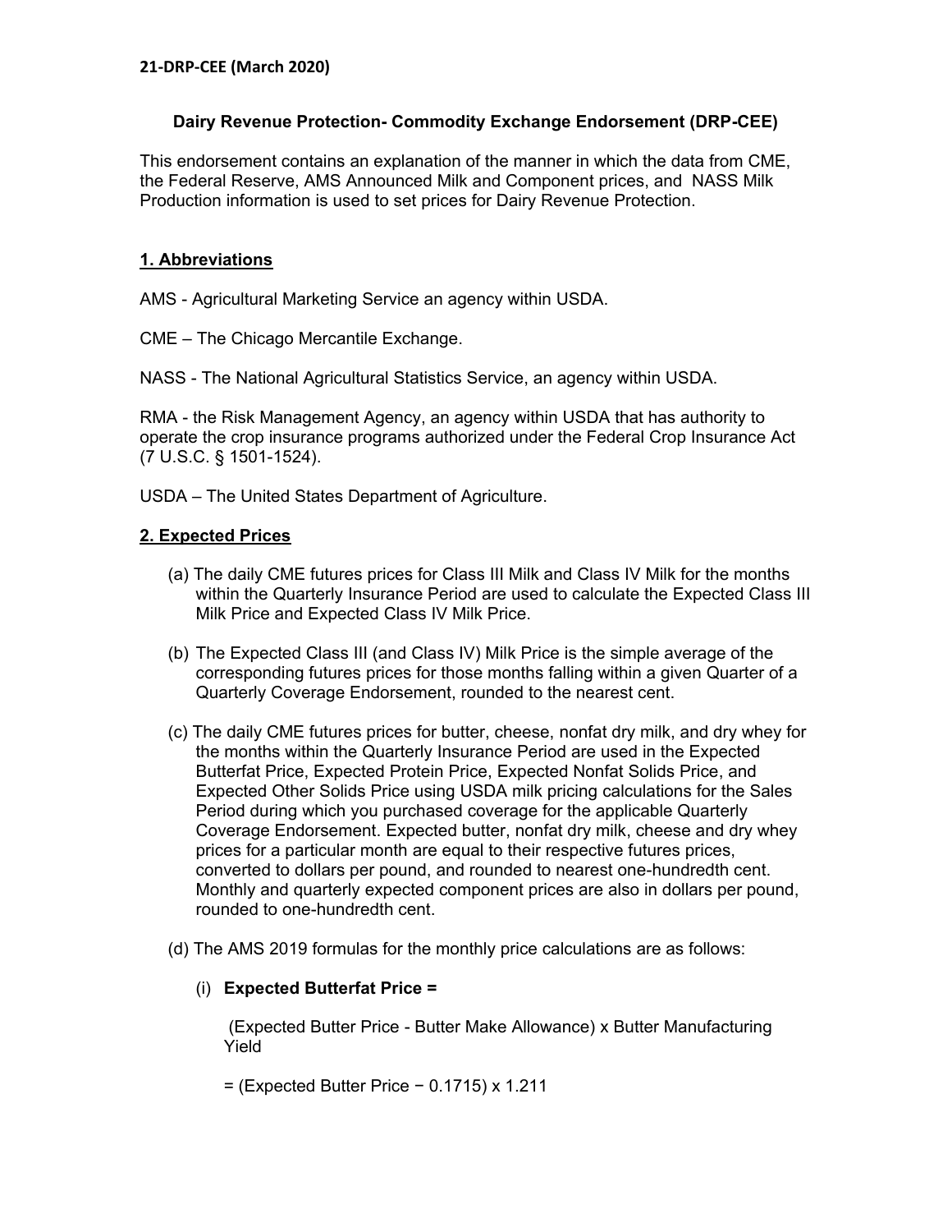**21-DRP-CEE (March 2020)**

# Dairy Revenue Protection- Commodity Exchange Endorsement (DRP-CEE)

This endorsement contains an explanation of the manner in which the data from CME, the Federal Reserve, AMS Announced Milk and Component prices, and NASS Milk Production information is used to set prices for Dairy Revenue Protection.

## 1. Abbreviations

AMS - Agricultural Marketing Service an agency within USDA.

CME – The Chicago Mercantile Exchange.

NASS - The National Agricultural Statistics Service, an agency within USDA.

RMA - the Risk Management Agency, an agency within USDA that has authority to operate the crop insurance programs authorized under the Federal Crop Insurance Act (7 U.S.C. § 1501-1524).

USDA – The United States Department of Agriculture.

## 2. Expected Prices

(a) The daily CME futures prices for Class III Milk and Class IV Milk for the months within the Quarterly Insurance Period are used to calculate the Expected Class III Milk Price and Expected Class IV Milk Price.

(b) The Expected Class III (and Class IV) Milk Price is the simple average of the corresponding futures prices for those months falling within a given Quarter of a Quarterly Coverage Endorsement, rounded to the nearest cent.

(c) The daily CME futures prices for butter, cheese, nonfat dry milk, and dry whey for the months within the Quarterly Insurance Period are used in the Expected Butterfat Price, Expected Protein Price, Expected Nonfat Solids Price, and Expected Other Solids Price using USDA milk pricing calculations for the Sales Period during which you purchased coverage for the applicable Quarterly Coverage Endorsement. Expected butter, nonfat dry milk, cheese and dry whey prices for a particular month are equal to their respective futures prices, converted to dollars per pound, and rounded to nearest one-hundredth cent. Monthly and quarterly expected component prices are also in dollars per pound, rounded to one-hundredth cent.

(d) The AMS 2019 formulas for the monthly price calculations are as follows:

(i) **Expected Butterfat Price =**

(Expected Butter Price - Butter Make Allowance) x Butter Manufacturing Yield

= (Expected Butter Price − 0.1715) x 1.211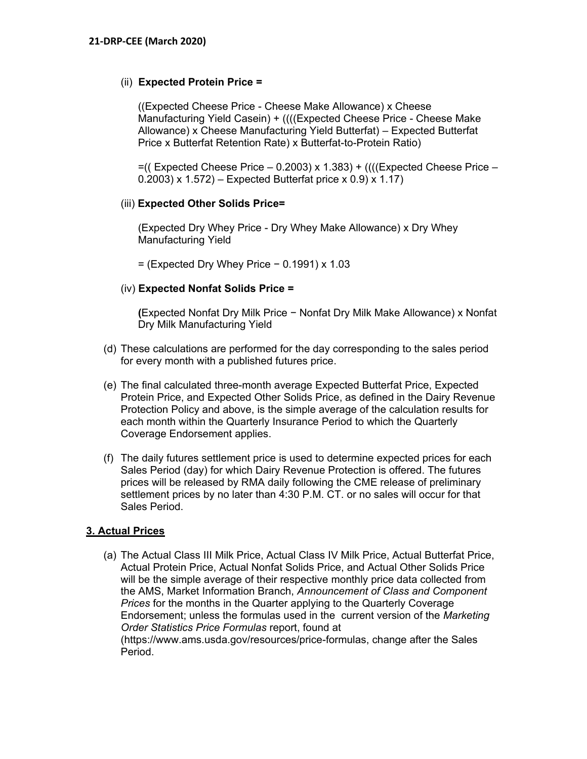(ii) **Expected Protein Price =**

((Expected Cheese Price - Cheese Make Allowance) x Cheese Manufacturing Yield Casein) + ((((Expected Cheese Price - Cheese Make Allowance) x Cheese Manufacturing Yield Butterfat) – Expected Butterfat Price x Butterfat Retention Rate) x Butterfat-to-Protein Ratio)

=(( Expected Cheese Price – 0.2003) x 1.383) + ((((Expected Cheese Price – 0.2003) x 1.572) – Expected Butterfat price x 0.9) x 1.17)

(iii) **Expected Other Solids Price=**

(Expected Dry Whey Price - Dry Whey Make Allowance) x Dry Whey Manufacturing Yield

= (Expected Dry Whey Price − 0.1991) x 1.03

(iv) **Expected Nonfat Solids Price =**

**(**Expected Nonfat Dry Milk Price − Nonfat Dry Milk Make Allowance) x Nonfat Dry Milk Manufacturing Yield

(d) These calculations are performed for the day corresponding to the sales period for every month with a published futures price.

(e) The final calculated three-month average Expected Butterfat Price, Expected Protein Price, and Expected Other Solids Price, as defined in the Dairy Revenue Protection Policy and above, is the simple average of the calculation results for each month within the Quarterly Insurance Period to which the Quarterly Coverage Endorsement applies.

(f) The daily futures settlement price is used to determine expected prices for each Sales Period (day) for which Dairy Revenue Protection is offered. The futures prices will be released by RMA daily following the CME release of preliminary settlement prices by no later than 4:30 P.M. CT. or no sales will occur for that Sales Period.

## 3. Actual Prices

(a) The Actual Class III Milk Price, Actual Class IV Milk Price, Actual Butterfat Price, Actual Protein Price, Actual Nonfat Solids Price, and Actual Other Solids Price will be the simple average of their respective monthly price data collected from the AMS, Market Information Branch, *Announcement of Class and Component Prices* for the months in the Quarter applying to the Quarterly Coverage Endorsement; unless the formulas used in the current version of the *Marketing Order Statistics Price Formulas* report, found at (https://www.ams.usda.gov/resources/price-formulas, change after the Sales Period.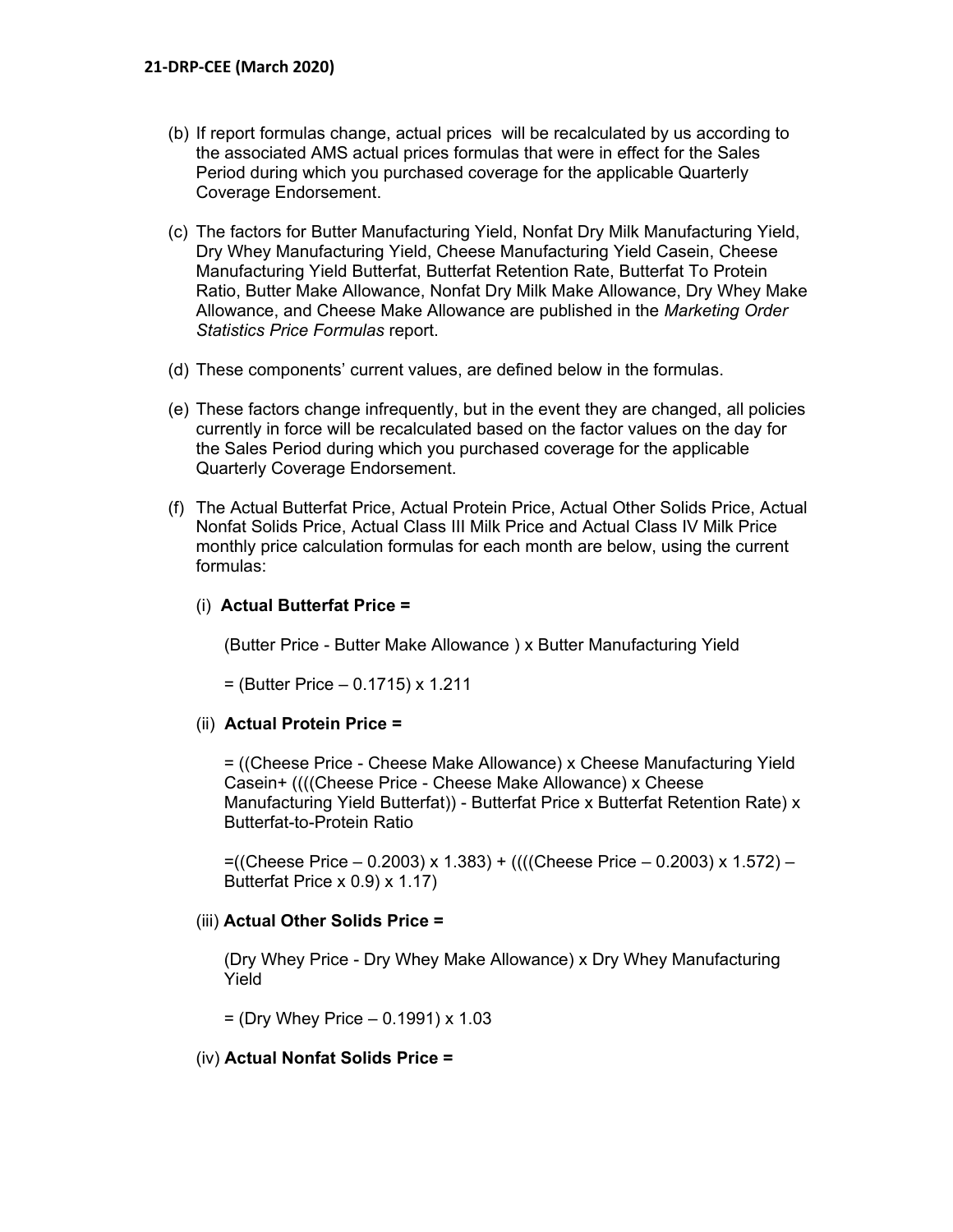(b) If report formulas change, actual prices will be recalculated by us according to the associated AMS actual prices formulas that were in effect for the Sales Period during which you purchased coverage for the applicable Quarterly Coverage Endorsement.

(c) The factors for Butter Manufacturing Yield, Nonfat Dry Milk Manufacturing Yield, Dry Whey Manufacturing Yield, Cheese Manufacturing Yield Casein, Cheese Manufacturing Yield Butterfat, Butterfat Retention Rate, Butterfat To Protein Ratio, Butter Make Allowance, Nonfat Dry Milk Make Allowance, Dry Whey Make Allowance, and Cheese Make Allowance are published in the *Marketing Order Statistics Price Formulas* report.

(d) These components' current values, are defined below in the formulas.

(e) These factors change infrequently, but in the event they are changed, all policies currently in force will be recalculated based on the factor values on the day for the Sales Period during which you purchased coverage for the applicable Quarterly Coverage Endorsement.

(f) The Actual Butterfat Price, Actual Protein Price, Actual Other Solids Price, Actual Nonfat Solids Price, Actual Class III Milk Price and Actual Class IV Milk Price monthly price calculation formulas for each month are below, using the current formulas:

(i) **Actual Butterfat Price =**

(Butter Price - Butter Make Allowance ) x Butter Manufacturing Yield

= (Butter Price – 0.1715) x 1.211

(ii) **Actual Protein Price =**

= ((Cheese Price - Cheese Make Allowance) x Cheese Manufacturing Yield Casein+ ((((Cheese Price - Cheese Make Allowance) x Cheese Manufacturing Yield Butterfat)) - Butterfat Price x Butterfat Retention Rate) x Butterfat-to-Protein Ratio

=((Cheese Price – 0.2003) x 1.383) + ((((Cheese Price – 0.2003) x 1.572) – Butterfat Price x 0.9) x 1.17)

(iii) **Actual Other Solids Price =**

(Dry Whey Price - Dry Whey Make Allowance) x Dry Whey Manufacturing Yield

= (Dry Whey Price – 0.1991) x 1.03

(iv) **Actual Nonfat Solids Price =**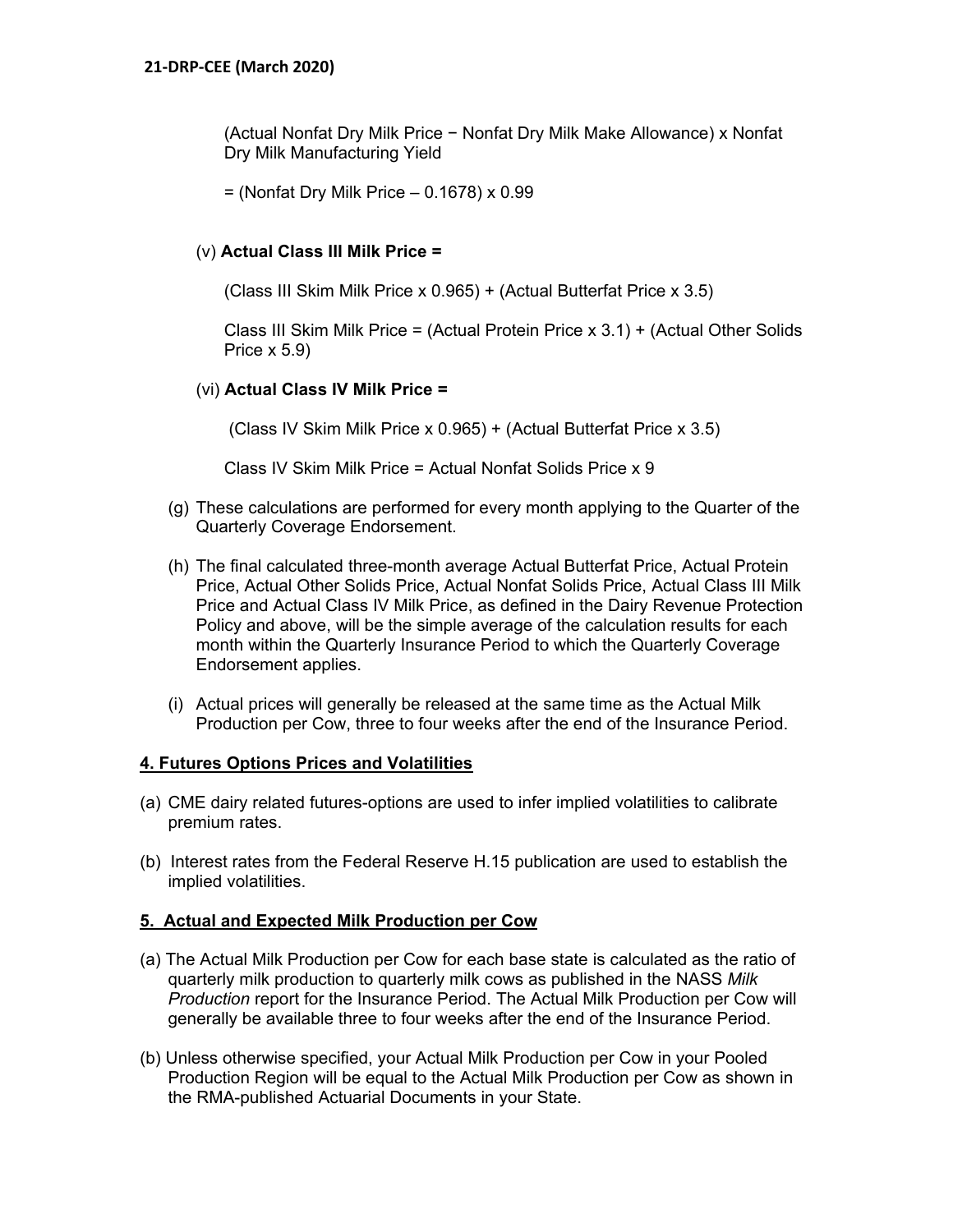(Actual Nonfat Dry Milk Price − Nonfat Dry Milk Make Allowance) x Nonfat Dry Milk Manufacturing Yield

= (Nonfat Dry Milk Price – 0.1678) x 0.99

(v) **Actual Class III Milk Price =**

(Class III Skim Milk Price x 0.965) + (Actual Butterfat Price x 3.5)

Class III Skim Milk Price = (Actual Protein Price x 3.1) + (Actual Other Solids Price x 5.9)

(vi) **Actual Class IV Milk Price =**

(Class IV Skim Milk Price x 0.965) + (Actual Butterfat Price x 3.5)

Class IV Skim Milk Price = Actual Nonfat Solids Price x 9

(g) These calculations are performed for every month applying to the Quarter of the Quarterly Coverage Endorsement.

(h) The final calculated three-month average Actual Butterfat Price, Actual Protein Price, Actual Other Solids Price, Actual Nonfat Solids Price, Actual Class III Milk Price and Actual Class IV Milk Price, as defined in the Dairy Revenue Protection Policy and above, will be the simple average of the calculation results for each month within the Quarterly Insurance Period to which the Quarterly Coverage Endorsement applies.

(i) Actual prices will generally be released at the same time as the Actual Milk Production per Cow, three to four weeks after the end of the Insurance Period.

## 4. Futures Options Prices and Volatilities

(a) CME dairy related futures-options are used to infer implied volatilities to calibrate premium rates.

(b) Interest rates from the Federal Reserve H.15 publication are used to establish the implied volatilities.

## 5. Actual and Expected Milk Production per Cow

(a) The Actual Milk Production per Cow for each base state is calculated as the ratio of quarterly milk production to quarterly milk cows as published in the NASS *Milk Production* report for the Insurance Period. The Actual Milk Production per Cow will generally be available three to four weeks after the end of the Insurance Period.

(b) Unless otherwise specified, your Actual Milk Production per Cow in your Pooled Production Region will be equal to the Actual Milk Production per Cow as shown in the RMA-published Actuarial Documents in your State.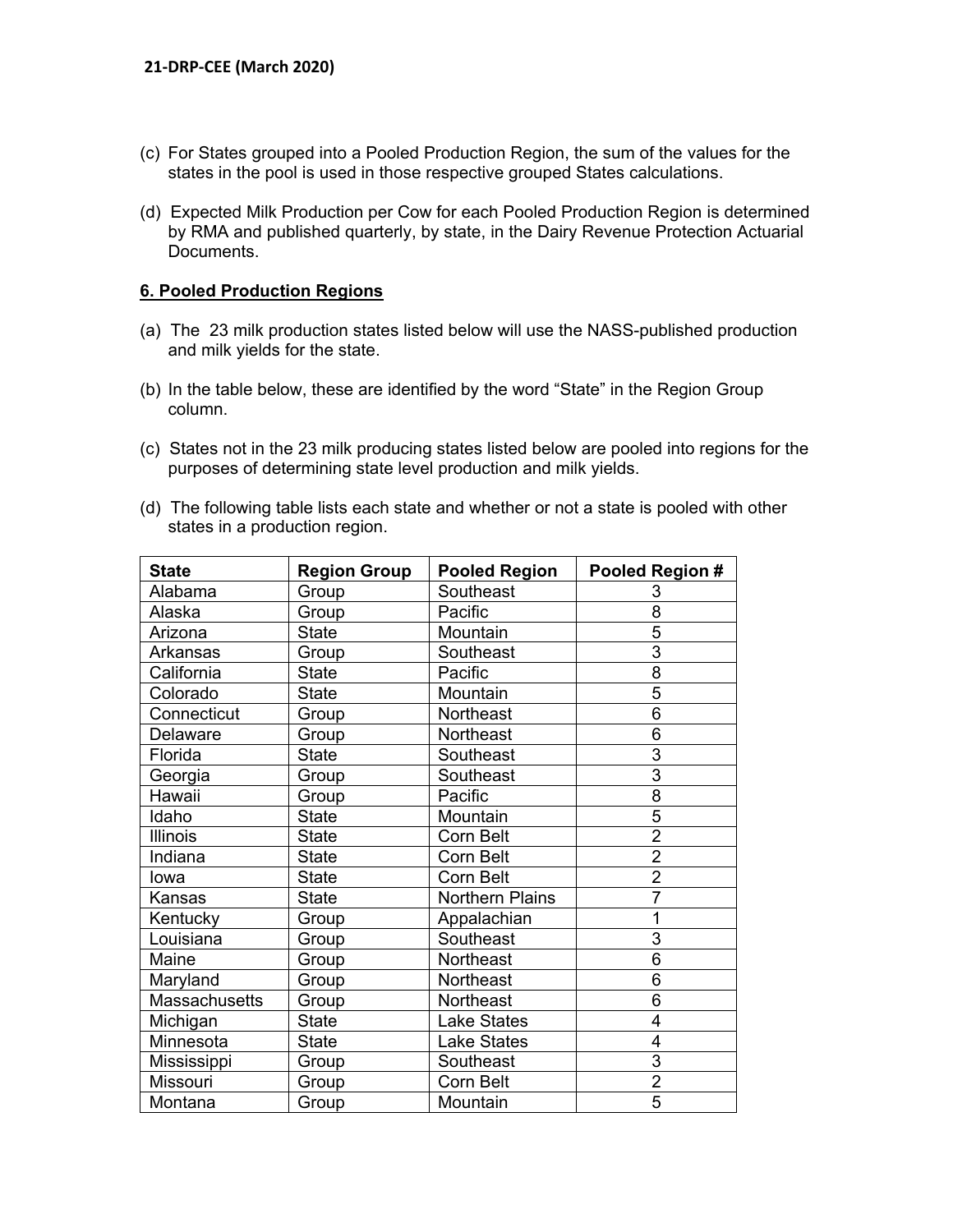(c) For States grouped into a Pooled Production Region, the sum of the values for the states in the pool is used in those respective grouped States calculations.

(d) Expected Milk Production per Cow for each Pooled Production Region is determined by RMA and published quarterly, by state, in the Dairy Revenue Protection Actuarial Documents.

## 6. Pooled Production Regions

(a) The 23 milk production states listed below will use the NASS-published production and milk yields for the state.

(b) In the table below, these are identified by the word "State" in the Region Group column.

(c) States not in the 23 milk producing states listed below are pooled into regions for the purposes of determining state level production and milk yields.

(d) The following table lists each state and whether or not a state is pooled with other states in a production region.

| State | Region Group | Pooled Region | Pooled Region # |
|---|---|---|---|
| Alabama | Group | Southeast | 3 |
| Alaska | Group | Pacific | 8 |
| Arizona | State | Mountain | 5 |
| Arkansas | Group | Southeast | 3 |
| California | State | Pacific | 8 |
| Colorado | State | Mountain | 5 |
| Connecticut | Group | Northeast | 6 |
| Delaware | Group | Northeast | 6 |
| Florida | State | Southeast | 3 |
| Georgia | Group | Southeast | 3 |
| Hawaii | Group | Pacific | 8 |
| Idaho | State | Mountain | 5 |
| Illinois | State | Corn Belt | 2 |
| Indiana | State | Corn Belt | 2 |
| Iowa | State | Corn Belt | 2 |
| Kansas | State | Northern Plains | 7 |
| Kentucky | Group | Appalachian | 1 |
| Louisiana | Group | Southeast | 3 |
| Maine | Group | Northeast | 6 |
| Maryland | Group | Northeast | 6 |
| Massachusetts | Group | Northeast | 6 |
| Michigan | State | Lake States | 4 |
| Minnesota | State | Lake States | 4 |
| Mississippi | Group | Southeast | 3 |
| Missouri | Group | Corn Belt | 2 |
| Montana | Group | Mountain | 5 |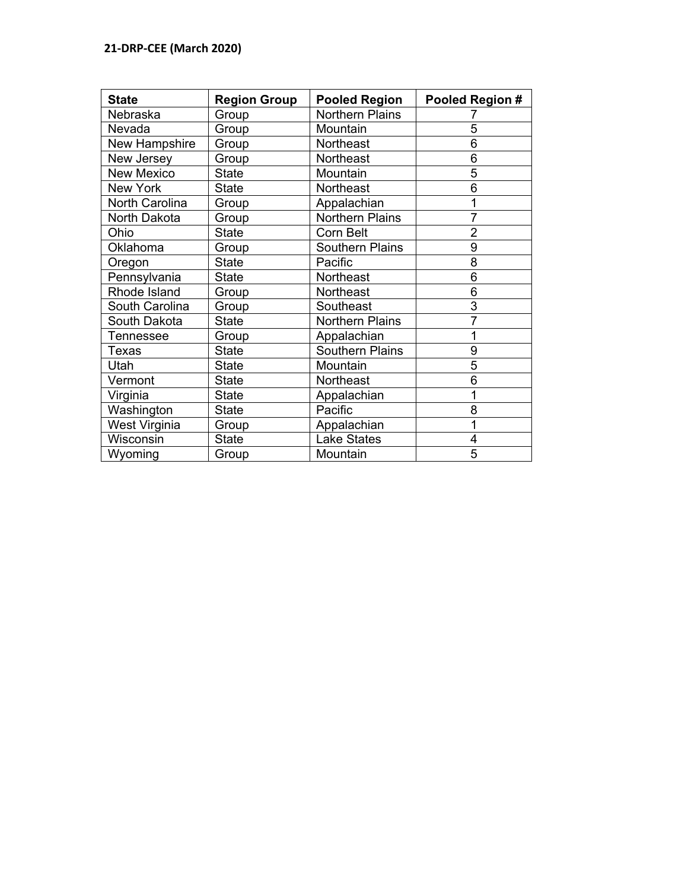| State | Region Group | Pooled Region | Pooled Region # |
|---|---|---|---|
| Nebraska | Group | Northern Plains | 7 |
| Nevada | Group | Mountain | 5 |
| New Hampshire | Group | Northeast | 6 |
| New Jersey | Group | Northeast | 6 |
| New Mexico | State | Mountain | 5 |
| New York | State | Northeast | 6 |
| North Carolina | Group | Appalachian | 1 |
| North Dakota | Group | Northern Plains | 7 |
| Ohio | State | Corn Belt | 2 |
| Oklahoma | Group | Southern Plains | 9 |
| Oregon | State | Pacific | 8 |
| Pennsylvania | State | Northeast | 6 |
| Rhode Island | Group | Northeast | 6 |
| South Carolina | Group | Southeast | 3 |
| South Dakota | State | Northern Plains | 7 |
| Tennessee | Group | Appalachian | 1 |
| Texas | State | Southern Plains | 9 |
| Utah | State | Mountain | 5 |
| Vermont | State | Northeast | 6 |
| Virginia | State | Appalachian | 1 |
| Washington | State | Pacific | 8 |
| West Virginia | Group | Appalachian | 1 |
| Wisconsin | State | Lake States | 4 |
| Wyoming | Group | Mountain | 5 |